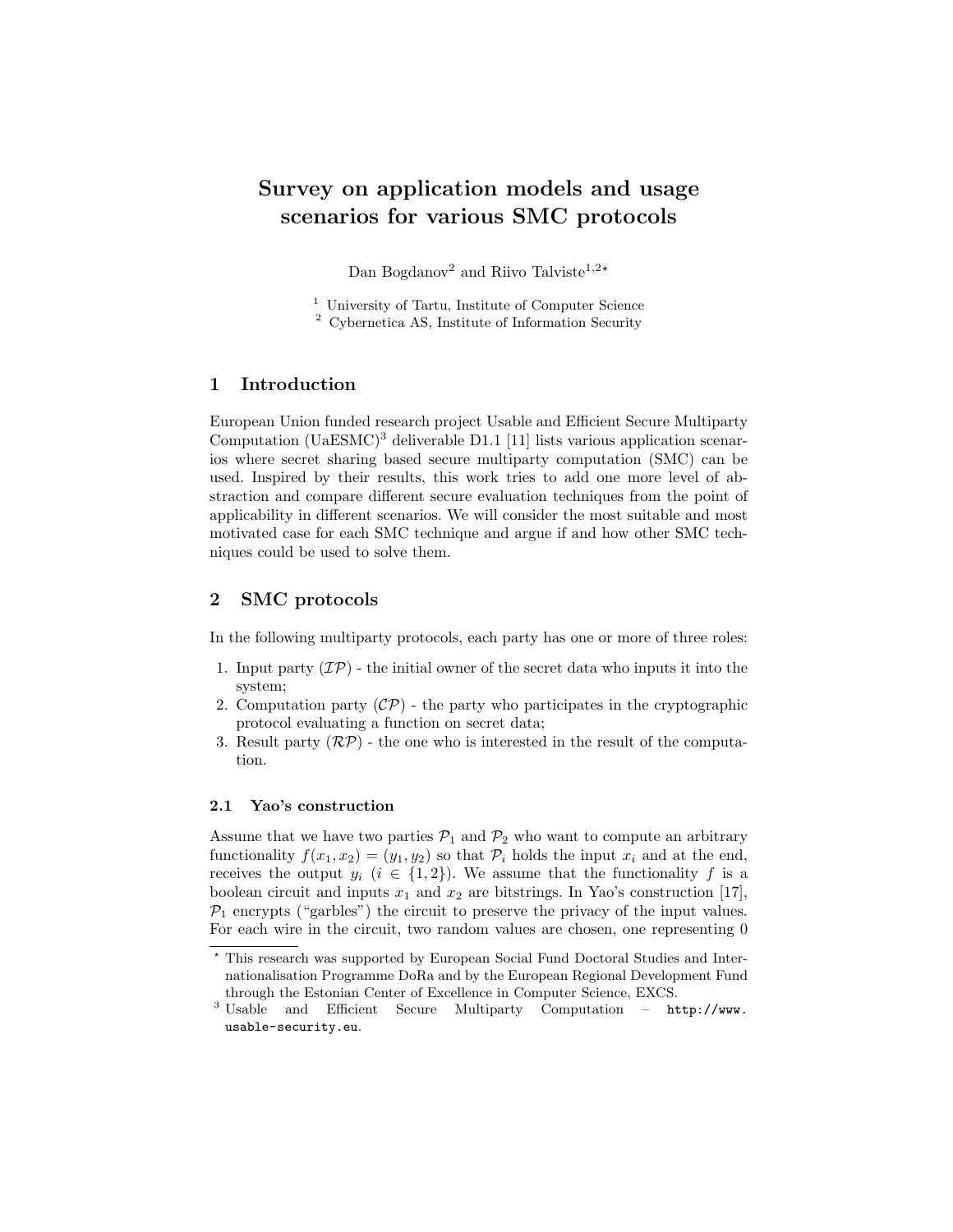# Survey on application models and usage scenarios for various SMC protocols

Dan Bogdanov[2] and Riivo Talviste[1,2]*

[1] University of Tartu, Institute of Computer Science
[2] Cybernetica AS, Institute of Information Security

## 1 Introduction

European Union funded research project Usable and Efficient Secure Multiparty Computation (UaESMC)[3] deliverable D1.1 [11] lists various application scenarios where secret sharing based secure multiparty computation (SMC) can be used. Inspired by their results, this work tries to add one more level of abstraction and compare different secure evaluation techniques from the point of applicability in different scenarios. We will consider the most suitable and most motivated case for each SMC technique and argue if and how other SMC techniques could be used to solve them.

## 2 SMC protocols

In the following multiparty protocols, each party has one or more of three roles:

1. Input party ($\mathcal{IP}$) - the initial owner of the secret data who inputs it into the system;
2. Computation party ($\mathcal{CP}$) - the party who participates in the cryptographic protocol evaluating a function on secret data;
3. Result party ($\mathcal{RP}$) - the one who is interested in the result of the computation.

### 2.1 Yao's construction

Assume that we have two parties $\mathcal{P}_1$ and $\mathcal{P}_2$ who want to compute an arbitrary functionality $f(x_1, x_2) = (y_1, y_2)$ so that $\mathcal{P}_i$ holds the input $x_i$ and at the end, receives the output $y_i$ ($i \in \{1, 2\}$). We assume that the functionality $f$ is a boolean circuit and inputs $x_1$ and $x_2$ are bitstrings. In Yao's construction [17], $\mathcal{P}_1$ encrypts ("garbles") the circuit to preserve the privacy of the input values. For each wire in the circuit, two random values are chosen, one representing 0

---

* This research was supported by European Social Fund Doctoral Studies and Internationalisation Programme DoRa and by the European Regional Development Fund through the Estonian Center of Excellence in Computer Science, EXCS.

[3] Usable and Efficient Secure Multiparty Computation – http://www.usable-security.eu.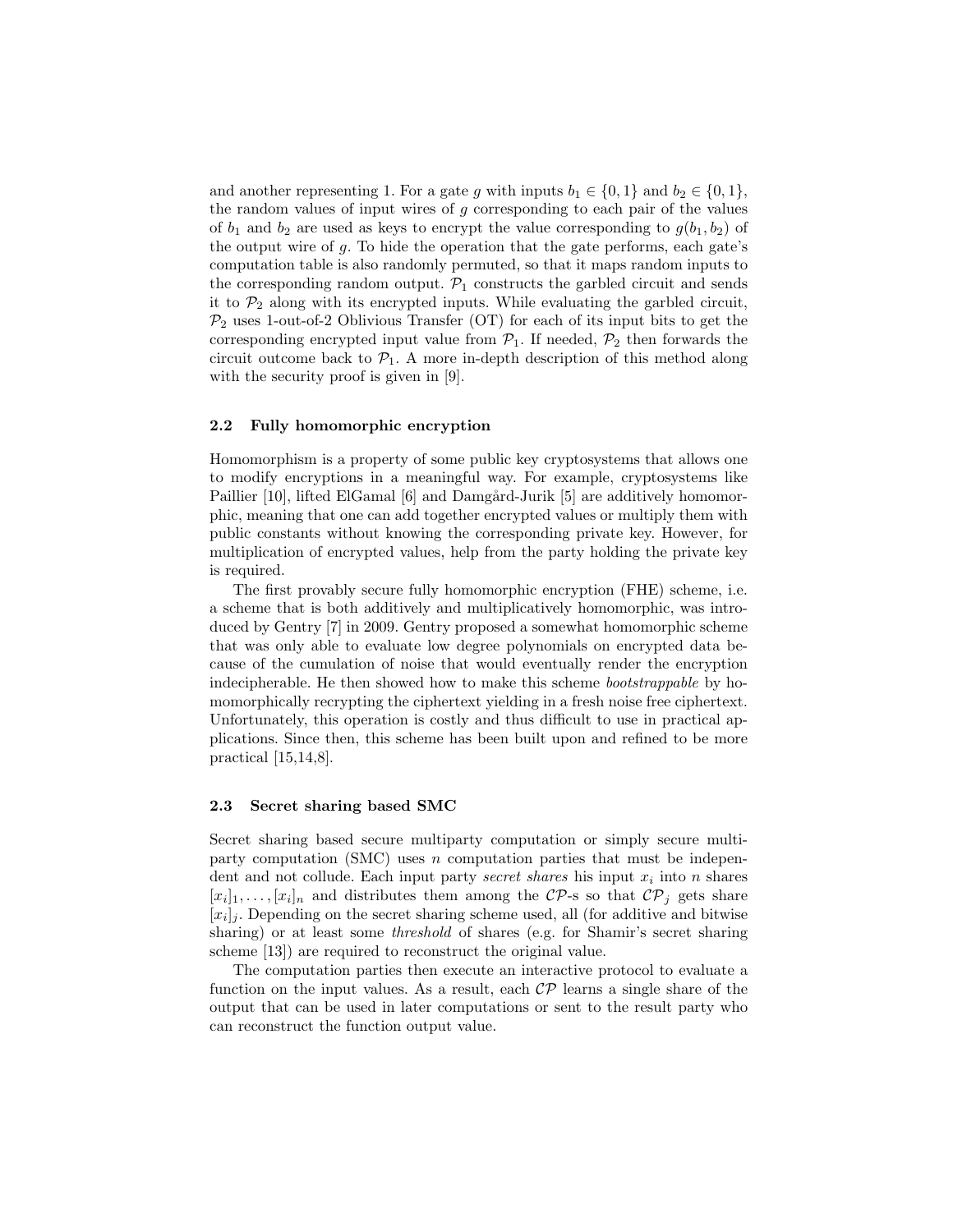and another representing 1. For a gate $g$ with inputs $b_1 \in \{0, 1\}$ and $b_2 \in \{0, 1\}$, the random values of input wires of $g$ corresponding to each pair of the values of $b_1$ and $b_2$ are used as keys to encrypt the value corresponding to $g(b_1, b_2)$ of the output wire of $g$. To hide the operation that the gate performs, each gate's computation table is also randomly permuted, so that it maps random inputs to the corresponding random output. $\mathcal{P}_1$ constructs the garbled circuit and sends it to $\mathcal{P}_2$ along with its encrypted inputs. While evaluating the garbled circuit, $\mathcal{P}_2$ uses 1-out-of-2 Oblivious Transfer (OT) for each of its input bits to get the corresponding encrypted input value from $\mathcal{P}_1$. If needed, $\mathcal{P}_2$ then forwards the circuit outcome back to $\mathcal{P}_1$. A more in-depth description of this method along with the security proof is given in [9].

### 2.2 Fully homomorphic encryption

Homomorphism is a property of some public key cryptosystems that allows one to modify encryptions in a meaningful way. For example, cryptosystems like Paillier [10], lifted ElGamal [6] and Damgård-Jurik [5] are additively homomorphic, meaning that one can add together encrypted values or multiply them with public constants without knowing the corresponding private key. However, for multiplication of encrypted values, help from the party holding the private key is required.

The first provably secure fully homomorphic encryption (FHE) scheme, i.e. a scheme that is both additively and multiplicatively homomorphic, was introduced by Gentry [7] in 2009. Gentry proposed a somewhat homomorphic scheme that was only able to evaluate low degree polynomials on encrypted data because of the cumulation of noise that would eventually render the encryption indecipherable. He then showed how to make this scheme *bootstrappable* by homomorphically recrypting the ciphertext yielding in a fresh noise free ciphertext. Unfortunately, this operation is costly and thus difficult to use in practical applications. Since then, this scheme has been built upon and refined to be more practical [15,14,8].

### 2.3 Secret sharing based SMC

Secret sharing based secure multiparty computation or simply secure multiparty computation (SMC) uses $n$ computation parties that must be independent and not collude. Each input party *secret shares* his input $x_i$ into $n$ shares $[x_i]_1, \ldots, [x_i]_n$ and distributes them among the $\mathcal{CP}$-s so that $\mathcal{CP}_j$ gets share $[x_i]_j$. Depending on the secret sharing scheme used, all (for additive and bitwise sharing) or at least some *threshold* of shares (e.g. for Shamir's secret sharing scheme [13]) are required to reconstruct the original value.

The computation parties then execute an interactive protocol to evaluate a function on the input values. As a result, each $\mathcal{CP}$ learns a single share of the output that can be used in later computations or sent to the result party who can reconstruct the function output value.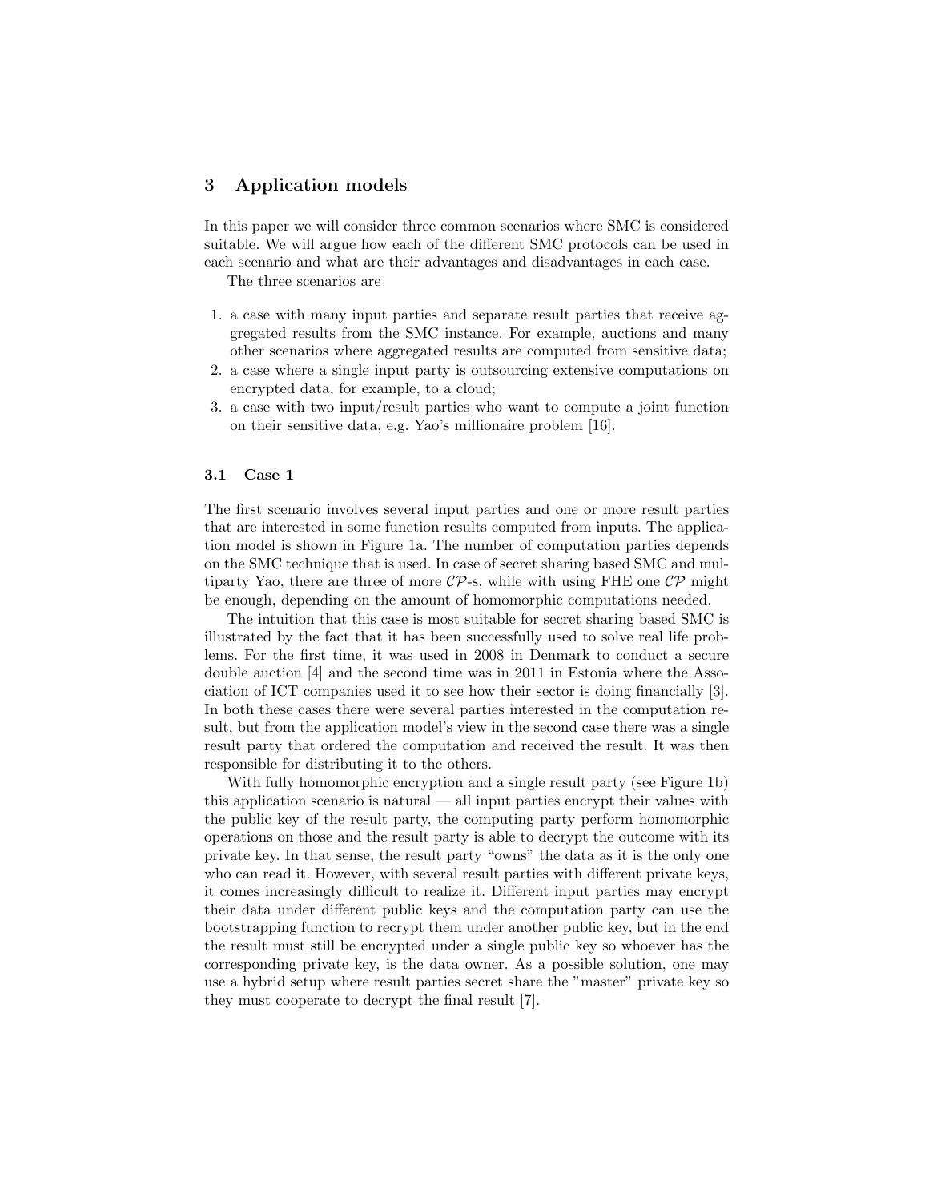## 3 Application models

In this paper we will consider three common scenarios where SMC is considered suitable. We will argue how each of the different SMC protocols can be used in each scenario and what are their advantages and disadvantages in each case.

The three scenarios are

1. a case with many input parties and separate result parties that receive aggregated results from the SMC instance. For example, auctions and many other scenarios where aggregated results are computed from sensitive data;
2. a case where a single input party is outsourcing extensive computations on encrypted data, for example, to a cloud;
3. a case with two input/result parties who want to compute a joint function on their sensitive data, e.g. Yao's millionaire problem [16].

### 3.1 Case 1

The first scenario involves several input parties and one or more result parties that are interested in some function results computed from inputs. The application model is shown in Figure 1a. The number of computation parties depends on the SMC technique that is used. In case of secret sharing based SMC and multiparty Yao, there are three of more $\mathcal{CP}$-s, while with using FHE one $\mathcal{CP}$ might be enough, depending on the amount of homomorphic computations needed.

The intuition that this case is most suitable for secret sharing based SMC is illustrated by the fact that it has been successfully used to solve real life problems. For the first time, it was used in 2008 in Denmark to conduct a secure double auction [4] and the second time was in 2011 in Estonia where the Association of ICT companies used it to see how their sector is doing financially [3]. In both these cases there were several parties interested in the computation result, but from the application model's view in the second case there was a single result party that ordered the computation and received the result. It was then responsible for distributing it to the others.

With fully homomorphic encryption and a single result party (see Figure 1b) this application scenario is natural — all input parties encrypt their values with the public key of the result party, the computing party perform homomorphic operations on those and the result party is able to decrypt the outcome with its private key. In that sense, the result party "owns" the data as it is the only one who can read it. However, with several result parties with different private keys, it comes increasingly difficult to realize it. Different input parties may encrypt their data under different public keys and the computation party can use the bootstrapping function to recrypt them under another public key, but in the end the result must still be encrypted under a single public key so whoever has the corresponding private key, is the data owner. As a possible solution, one may use a hybrid setup where result parties secret share the "master" private key so they must cooperate to decrypt the final result [7].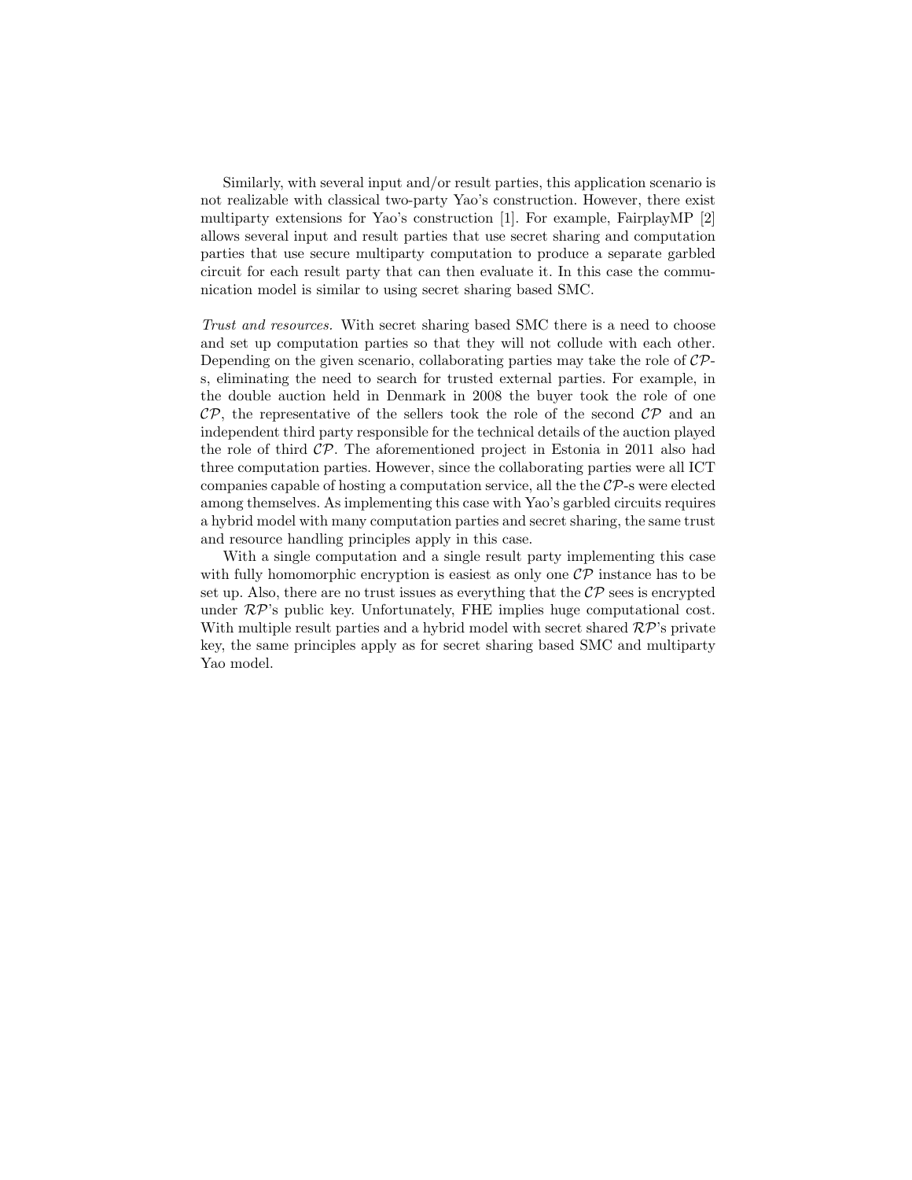Similarly, with several input and/or result parties, this application scenario is not realizable with classical two-party Yao's construction. However, there exist multiparty extensions for Yao's construction [1]. For example, FairplayMP [2] allows several input and result parties that use secret sharing and computation parties that use secure multiparty computation to produce a separate garbled circuit for each result party that can then evaluate it. In this case the communication model is similar to using secret sharing based SMC.

*Trust and resources.* With secret sharing based SMC there is a need to choose and set up computation parties so that they will not collude with each other. Depending on the given scenario, collaborating parties may take the role of $\mathcal{CP}$-s, eliminating the need to search for trusted external parties. For example, in the double auction held in Denmark in 2008 the buyer took the role of one $\mathcal{CP}$, the representative of the sellers took the role of the second $\mathcal{CP}$ and an independent third party responsible for the technical details of the auction played the role of third $\mathcal{CP}$. The aforementioned project in Estonia in 2011 also had three computation parties. However, since the collaborating parties were all ICT companies capable of hosting a computation service, all the the $\mathcal{CP}$-s were elected among themselves. As implementing this case with Yao's garbled circuits requires a hybrid model with many computation parties and secret sharing, the same trust and resource handling principles apply in this case.

With a single computation and a single result party implementing this case with fully homomorphic encryption is easiest as only one $\mathcal{CP}$ instance has to be set up. Also, there are no trust issues as everything that the $\mathcal{CP}$ sees is encrypted under $\mathcal{RP}$'s public key. Unfortunately, FHE implies huge computational cost. With multiple result parties and a hybrid model with secret shared $\mathcal{RP}$'s private key, the same principles apply as for secret sharing based SMC and multiparty Yao model.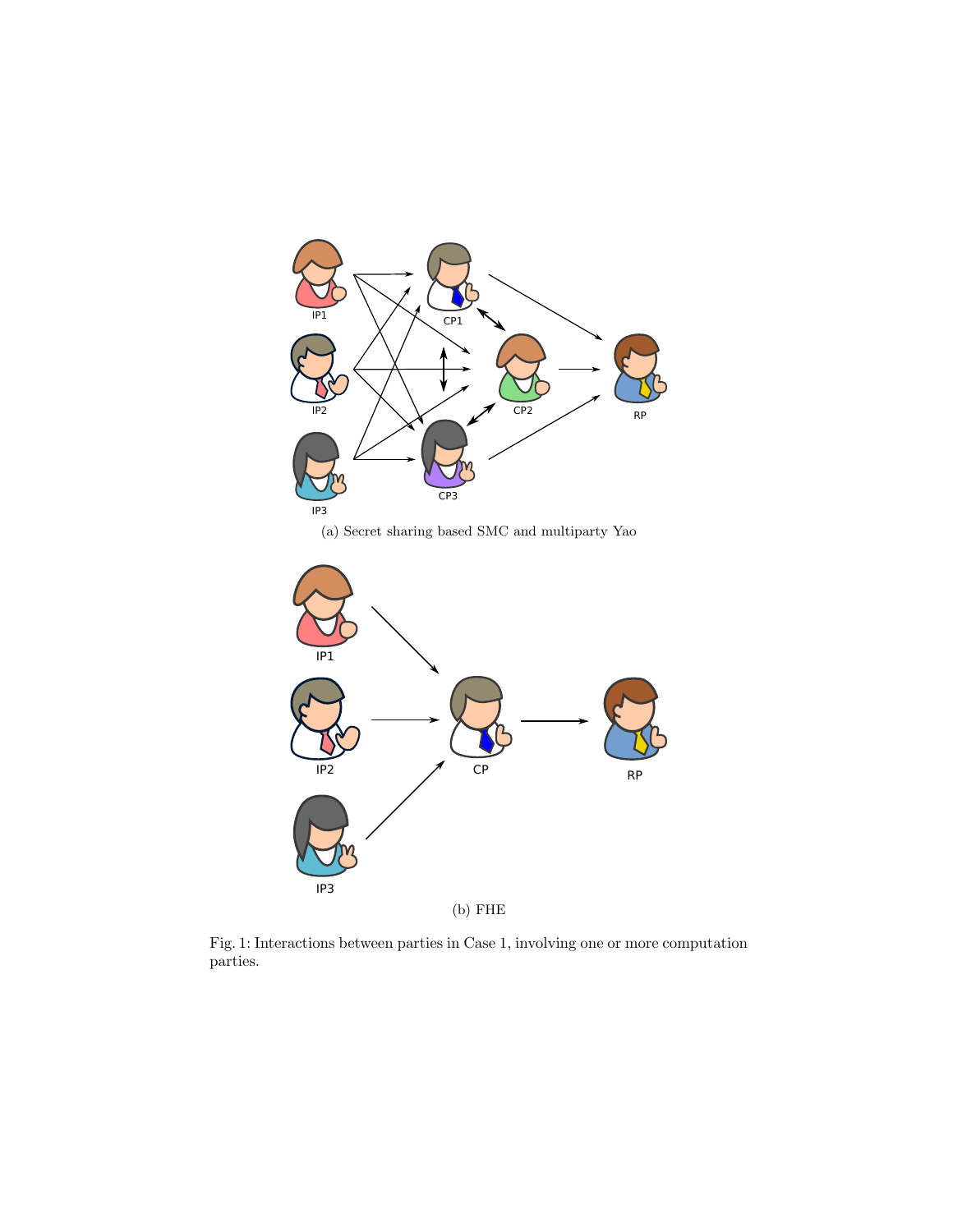(a) Secret sharing based SMC and multiparty Yao

(b) FHE

Fig. 1: Interactions between parties in Case 1, involving one or more computation parties.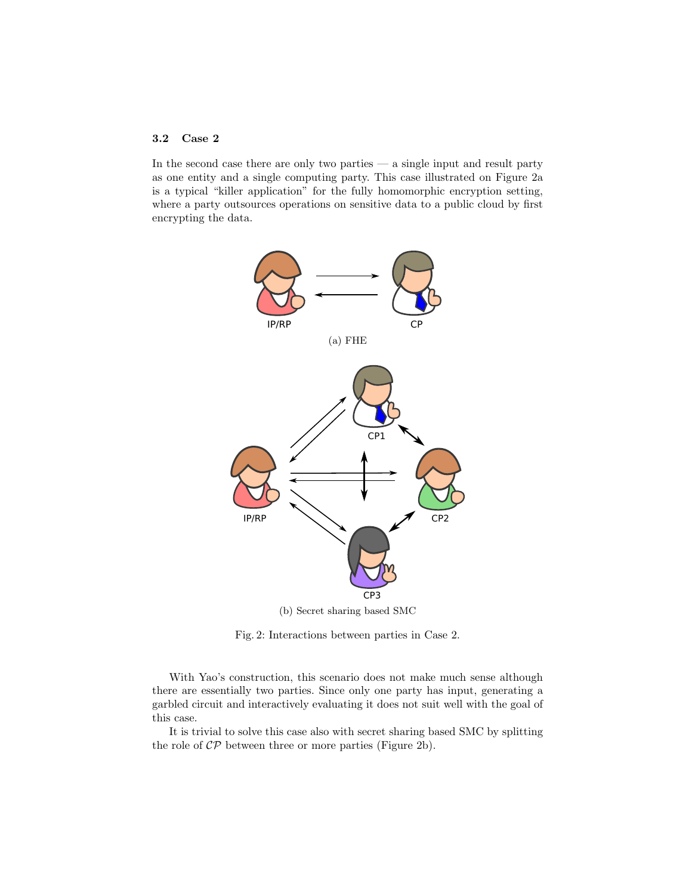### 3.2 Case 2

In the second case there are only two parties — a single input and result party as one entity and a single computing party. This case illustrated on Figure 2a is a typical "killer application" for the fully homomorphic encryption setting, where a party outsources operations on sensitive data to a public cloud by first encrypting the data.

IP/RP CP

(a) FHE

CP1

IP/RP CP2

CP3

(b) Secret sharing based SMC

Fig. 2: Interactions between parties in Case 2.

With Yao's construction, this scenario does not make much sense although there are essentially two parties. Since only one party has input, generating a garbled circuit and interactively evaluating it does not suit well with the goal of this case.

It is trivial to solve this case also with secret sharing based SMC by splitting the role of $\mathcal{CP}$ between three or more parties (Figure 2b).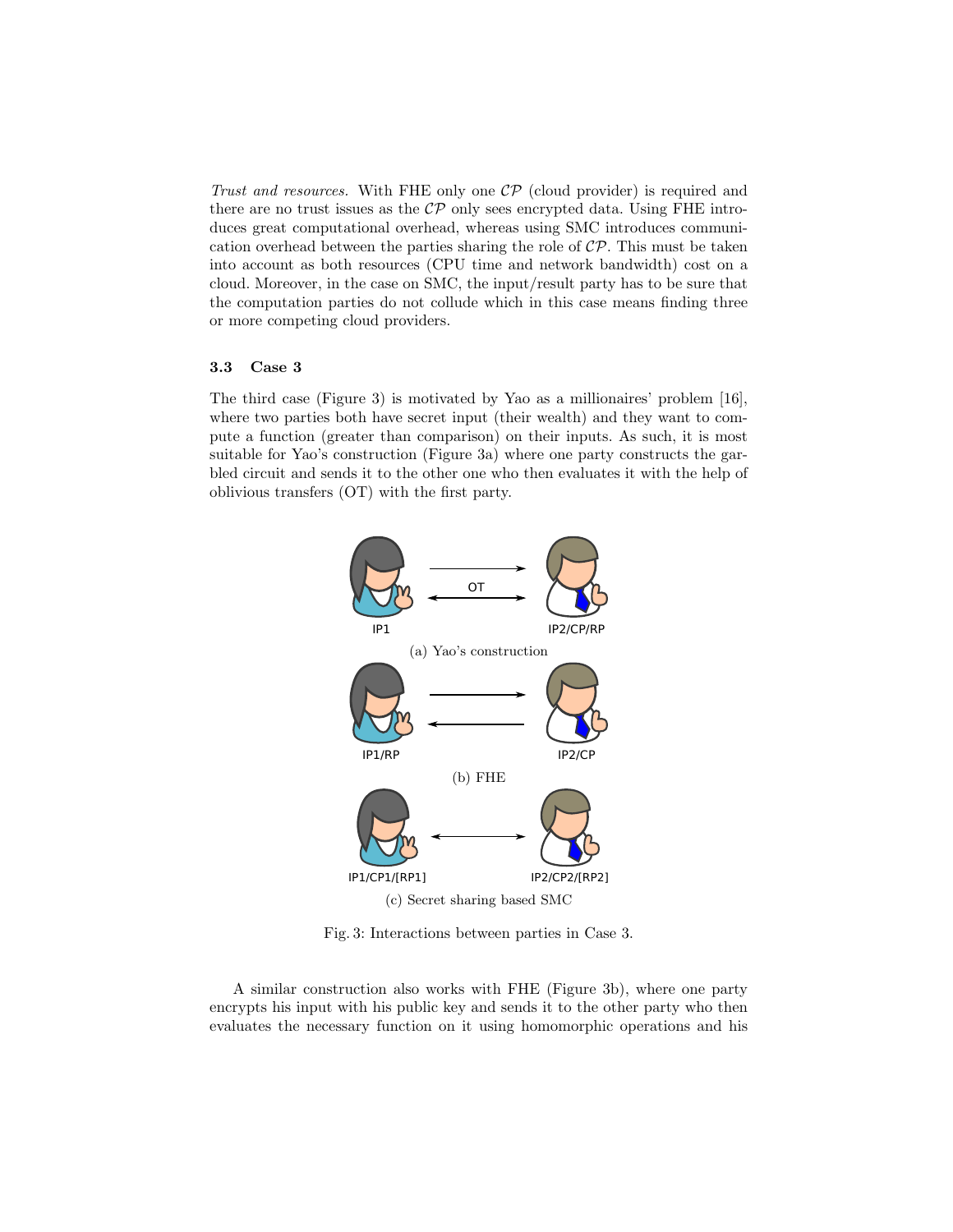*Trust and resources.* With FHE only one $\mathcal{CP}$ (cloud provider) is required and there are no trust issues as the $\mathcal{CP}$ only sees encrypted data. Using FHE introduces great computational overhead, whereas using SMC introduces communication overhead between the parties sharing the role of $\mathcal{CP}$. This must be taken into account as both resources (CPU time and network bandwidth) cost on a cloud. Moreover, in the case on SMC, the input/result party has to be sure that the computation parties do not collude which in this case means finding three or more competing cloud providers.

### 3.3 Case 3

The third case (Figure 3) is motivated by Yao as a millionaires' problem [16], where two parties both have secret input (their wealth) and they want to compute a function (greater than comparison) on their inputs. As such, it is most suitable for Yao's construction (Figure 3a) where one party constructs the garbled circuit and sends it to the other one who then evaluates it with the help of oblivious transfers (OT) with the first party.

IP1 — OT — IP2/CP/RP

(a) Yao's construction

IP1/RP — IP2/CP

(b) FHE

IP1/CP1/[RP1] — IP2/CP2/[RP2]

(c) Secret sharing based SMC

Fig. 3: Interactions between parties in Case 3.

A similar construction also works with FHE (Figure 3b), where one party encrypts his input with his public key and sends it to the other party who then evaluates the necessary function on it using homomorphic operations and his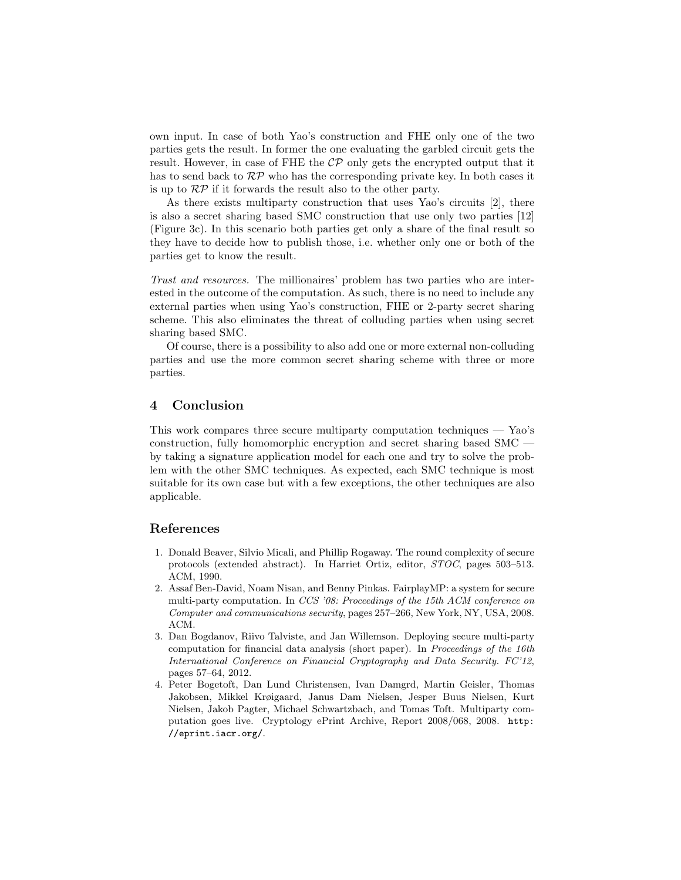own input. In case of both Yao's construction and FHE only one of the two parties gets the result. In former the one evaluating the garbled circuit gets the result. However, in case of FHE the $\mathcal{CP}$ only gets the encrypted output that it has to send back to $\mathcal{RP}$ who has the corresponding private key. In both cases it is up to $\mathcal{RP}$ if it forwards the result also to the other party.

As there exists multiparty construction that uses Yao's circuits [2], there is also a secret sharing based SMC construction that use only two parties [12] (Figure 3c). In this scenario both parties get only a share of the final result so they have to decide how to publish those, i.e. whether only one or both of the parties get to know the result.

*Trust and resources.* The millionaires' problem has two parties who are interested in the outcome of the computation. As such, there is no need to include any external parties when using Yao's construction, FHE or 2-party secret sharing scheme. This also eliminates the threat of colluding parties when using secret sharing based SMC.

Of course, there is a possibility to also add one or more external non-colluding parties and use the more common secret sharing scheme with three or more parties.

## 4 Conclusion

This work compares three secure multiparty computation techniques — Yao's construction, fully homomorphic encryption and secret sharing based SMC — by taking a signature application model for each one and try to solve the problem with the other SMC techniques. As expected, each SMC technique is most suitable for its own case but with a few exceptions, the other techniques are also applicable.

## References

1. Donald Beaver, Silvio Micali, and Phillip Rogaway. The round complexity of secure protocols (extended abstract). In Harriet Ortiz, editor, *STOC*, pages 503–513. ACM, 1990.
2. Assaf Ben-David, Noam Nisan, and Benny Pinkas. FairplayMP: a system for secure multi-party computation. In *CCS '08: Proceedings of the 15th ACM conference on Computer and communications security*, pages 257–266, New York, NY, USA, 2008. ACM.
3. Dan Bogdanov, Riivo Talviste, and Jan Willemson. Deploying secure multi-party computation for financial data analysis (short paper). In *Proceedings of the 16th International Conference on Financial Cryptography and Data Security. FC'12*, pages 57–64, 2012.
4. Peter Bogetoft, Dan Lund Christensen, Ivan Damgrd, Martin Geisler, Thomas Jakobsen, Mikkel Krøigaard, Janus Dam Nielsen, Jesper Buus Nielsen, Kurt Nielsen, Jakob Pagter, Michael Schwartzbach, and Tomas Toft. Multiparty computation goes live. Cryptology ePrint Archive, Report 2008/068, 2008. `http://eprint.iacr.org/`.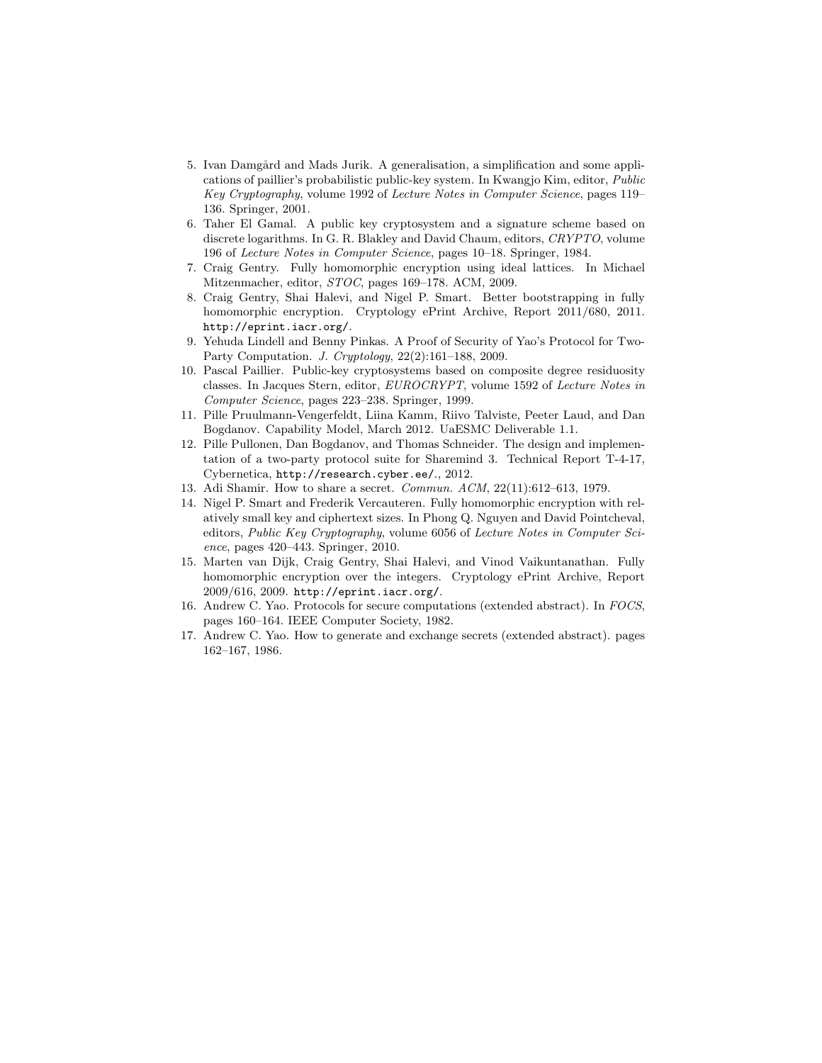5. Ivan Damgård and Mads Jurik. A generalisation, a simplification and some applications of paillier's probabilistic public-key system. In Kwangjo Kim, editor, *Public Key Cryptography*, volume 1992 of *Lecture Notes in Computer Science*, pages 119–136. Springer, 2001.
6. Taher El Gamal. A public key cryptosystem and a signature scheme based on discrete logarithms. In G. R. Blakley and David Chaum, editors, *CRYPTO*, volume 196 of *Lecture Notes in Computer Science*, pages 10–18. Springer, 1984.
7. Craig Gentry. Fully homomorphic encryption using ideal lattices. In Michael Mitzenmacher, editor, *STOC*, pages 169–178. ACM, 2009.
8. Craig Gentry, Shai Halevi, and Nigel P. Smart. Better bootstrapping in fully homomorphic encryption. Cryptology ePrint Archive, Report 2011/680, 2011. `http://eprint.iacr.org/`.
9. Yehuda Lindell and Benny Pinkas. A Proof of Security of Yao's Protocol for Two-Party Computation. *J. Cryptology*, 22(2):161–188, 2009.
10. Pascal Paillier. Public-key cryptosystems based on composite degree residuosity classes. In Jacques Stern, editor, *EUROCRYPT*, volume 1592 of *Lecture Notes in Computer Science*, pages 223–238. Springer, 1999.
11. Pille Pruulmann-Vengerfeldt, Liina Kamm, Riivo Talviste, Peeter Laud, and Dan Bogdanov. Capability Model, March 2012. UaESMC Deliverable 1.1.
12. Pille Pullonen, Dan Bogdanov, and Thomas Schneider. The design and implementation of a two-party protocol suite for Sharemind 3. Technical Report T-4-17, Cybernetica, `http://research.cyber.ee/`., 2012.
13. Adi Shamir. How to share a secret. *Commun. ACM*, 22(11):612–613, 1979.
14. Nigel P. Smart and Frederik Vercauteren. Fully homomorphic encryption with relatively small key and ciphertext sizes. In Phong Q. Nguyen and David Pointcheval, editors, *Public Key Cryptography*, volume 6056 of *Lecture Notes in Computer Science*, pages 420–443. Springer, 2010.
15. Marten van Dijk, Craig Gentry, Shai Halevi, and Vinod Vaikuntanathan. Fully homomorphic encryption over the integers. Cryptology ePrint Archive, Report 2009/616, 2009. `http://eprint.iacr.org/`.
16. Andrew C. Yao. Protocols for secure computations (extended abstract). In *FOCS*, pages 160–164. IEEE Computer Society, 1982.
17. Andrew C. Yao. How to generate and exchange secrets (extended abstract). pages 162–167, 1986.